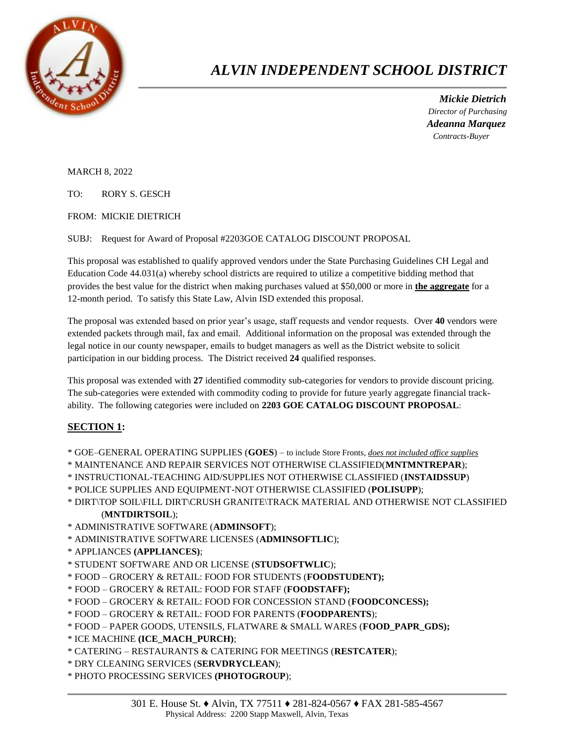// ALVIN INDEPENDENT SCHOOL DISTRICT

***Mickie Dietrich***
*Director of Purchasing*
***Adeanna Marquez***
*Contracts-Buyer*

MARCH 8, 2022

TO: RORY S. GESCH

FROM: MICKIE DIETRICH

SUBJ: Request for Award of Proposal #2203GOE CATALOG DISCOUNT PROPOSAL

This proposal was established to qualify approved vendors under the State Purchasing Guidelines CH Legal and Education Code 44.031(a) whereby school districts are required to utilize a competitive bidding method that provides the best value for the district when making purchases valued at $50,000 or more in **<u>the aggregate</u>** for a 12-month period. To satisfy this State Law, Alvin ISD extended this proposal.

The proposal was extended based on prior year's usage, staff requests and vendor requests. Over **40** vendors were extended packets through mail, fax and email. Additional information on the proposal was extended through the legal notice in our county newspaper, emails to budget managers as well as the District website to solicit participation in our bidding process. The District received **24** qualified responses.

This proposal was extended with **27** identified commodity sub-categories for vendors to provide discount pricing. The sub-categories were extended with commodity coding to provide for future yearly aggregate financial track-ability. The following categories were included on **2203 GOE CATALOG DISCOUNT PROPOSAL**:

## <u>SECTION 1</u>:

* GOE–GENERAL OPERATING SUPPLIES (**GOES**) – to include Store Fronts, *<u>does not included office supplies</u>*
* MAINTENANCE AND REPAIR SERVICES NOT OTHERWISE CLASSIFIED(**MNTMNTREPAR**);
* INSTRUCTIONAL-TEACHING AID/SUPPLIES NOT OTHERWISE CLASSIFIED (**INSTAIDSSUP**)
* POLICE SUPPLIES AND EQUIPMENT-NOT OTHERWISE CLASSIFIED (**POLISUPP**);
* DIRT\TOP SOIL\FILL DIRT\CRUSH GRANITE\TRACK MATERIAL AND OTHERWISE NOT CLASSIFIED (**MNTDIRTSOIL**);
* ADMINISTRATIVE SOFTWARE (**ADMINSOFT**);
* ADMINISTRATIVE SOFTWARE LICENSES (**ADMINSOFTLIC**);
* APPLIANCES **(APPLIANCES)**;
* STUDENT SOFTWARE AND OR LICENSE (**STUDSOFTWLIC**);
* FOOD – GROCERY & RETAIL: FOOD FOR STUDENTS (**FOODSTUDENT);**
* FOOD – GROCERY & RETAIL: FOOD FOR STAFF (**FOODSTAFF);**
* FOOD – GROCERY & RETAIL: FOOD FOR CONCESSION STAND (**FOODCONCESS);**
* FOOD – GROCERY & RETAIL: FOOD FOR PARENTS (**FOODPARENTS**);
* FOOD – PAPER GOODS, UTENSILS, FLATWARE & SMALL WARES (**FOOD_PAPR_GDS);**
* ICE MACHINE **(ICE_MACH_PURCH)**;
* CATERING – RESTAURANTS & CATERING FOR MEETINGS (**RESTCATER**);
* DRY CLEANING SERVICES (**SERVDRYCLEAN**);
* PHOTO PROCESSING SERVICES **(PHOTOGROUP**);

301 E. House St. ♦ Alvin, TX 77511 ♦ 281-824-0567 ♦ FAX 281-585-4567
Physical Address: 2200 Stapp Maxwell, Alvin, Texas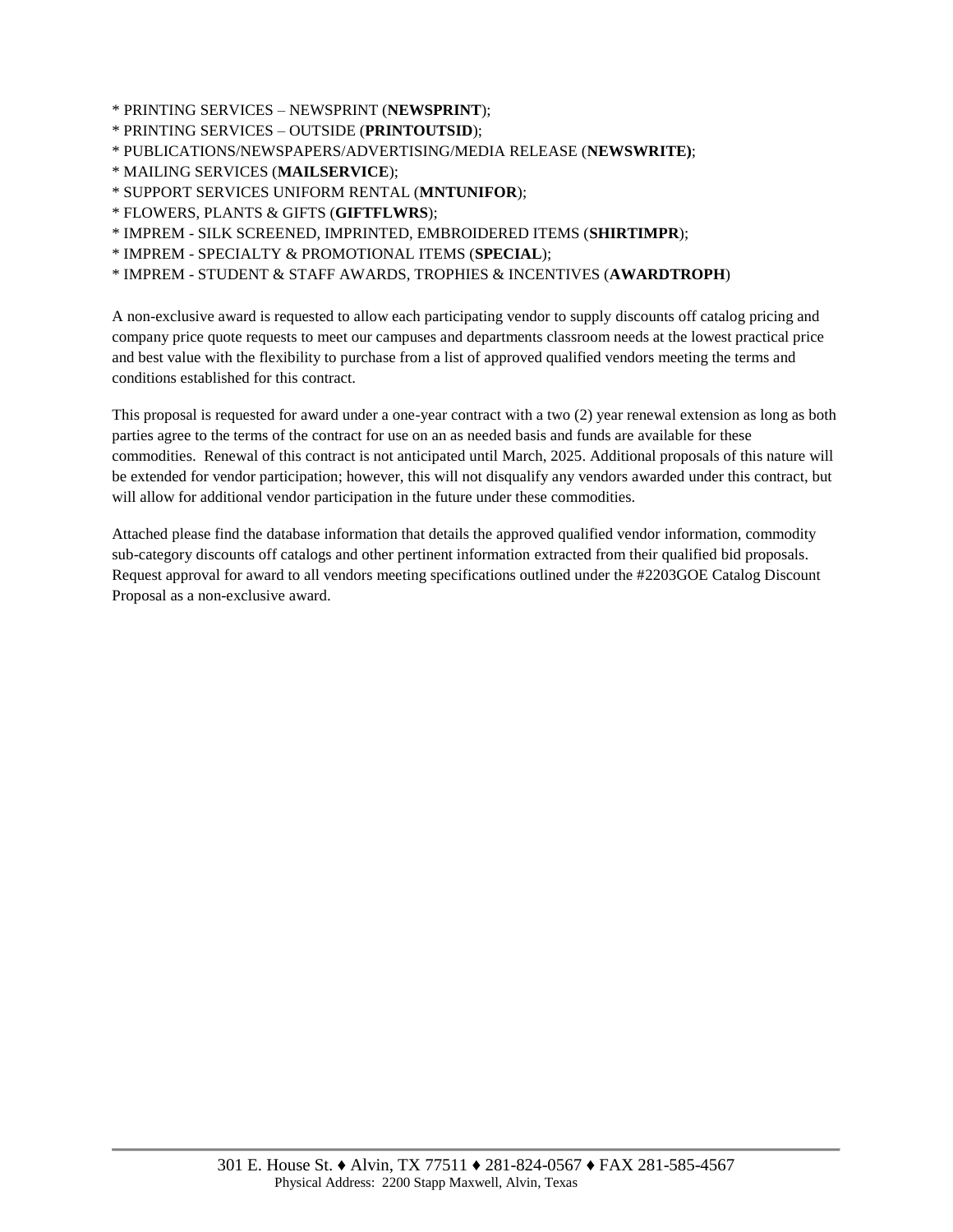* PRINTING SERVICES – NEWSPRINT (**NEWSPRINT**);
* PRINTING SERVICES – OUTSIDE (**PRINTOUTSID**);
* PUBLICATIONS/NEWSPAPERS/ADVERTISING/MEDIA RELEASE (**NEWSWRITE)**;
* MAILING SERVICES (**MAILSERVICE**);
* SUPPORT SERVICES UNIFORM RENTAL (**MNTUNIFOR**);
* FLOWERS, PLANTS & GIFTS (**GIFTFLWRS**);
* IMPREM - SILK SCREENED, IMPRINTED, EMBROIDERED ITEMS (**SHIRTIMPR**);
* IMPREM - SPECIALTY & PROMOTIONAL ITEMS (**SPECIAL**);
* IMPREM - STUDENT & STAFF AWARDS, TROPHIES & INCENTIVES (**AWARDTROPH**)

A non-exclusive award is requested to allow each participating vendor to supply discounts off catalog pricing and company price quote requests to meet our campuses and departments classroom needs at the lowest practical price and best value with the flexibility to purchase from a list of approved qualified vendors meeting the terms and conditions established for this contract.

This proposal is requested for award under a one-year contract with a two (2) year renewal extension as long as both parties agree to the terms of the contract for use on an as needed basis and funds are available for these commodities. Renewal of this contract is not anticipated until March, 2025. Additional proposals of this nature will be extended for vendor participation; however, this will not disqualify any vendors awarded under this contract, but will allow for additional vendor participation in the future under these commodities.

Attached please find the database information that details the approved qualified vendor information, commodity sub-category discounts off catalogs and other pertinent information extracted from their qualified bid proposals. Request approval for award to all vendors meeting specifications outlined under the #2203GOE Catalog Discount Proposal as a non-exclusive award.

301 E. House St. ♦ Alvin, TX 77511 ♦ 281-824-0567 ♦ FAX 281-585-4567
Physical Address: 2200 Stapp Maxwell, Alvin, Texas